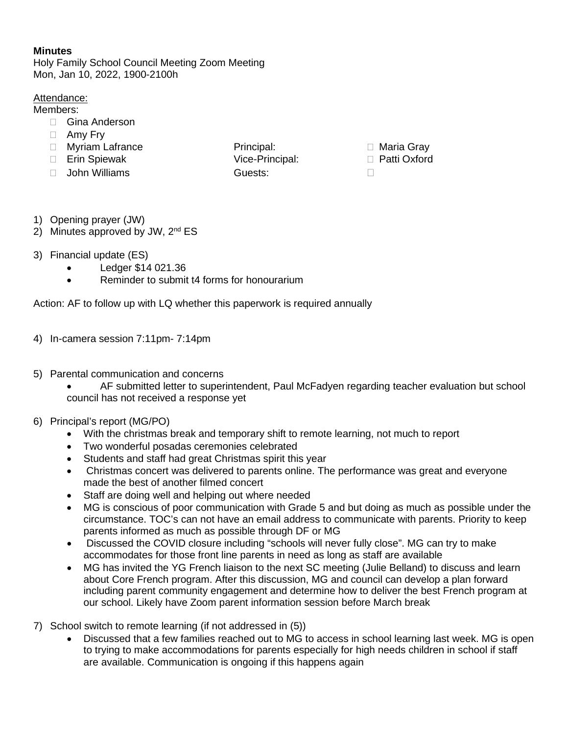**Minutes**
Holy Family School Council Meeting Zoom Meeting
Mon, Jan 10, 2022, 1900-2100h

Attendance:
Members:

- ☐ Gina Anderson
- ☐ Amy Fry
- ☐ Myriam Lafrance
- ☐ Erin Spiewak
- ☐ John Williams

Principal: ☐ Maria Gray
Vice-Principal: ☐ Patti Oxford
Guests: ☐

1) Opening prayer (JW)
2) Minutes approved by JW, 2nd ES

3) Financial update (ES)
   - Ledger $14 021.36
   - Reminder to submit t4 forms for honourarium

Action: AF to follow up with LQ whether this paperwork is required annually

4) In-camera session 7:11pm- 7:14pm

5) Parental communication and concerns
   - AF submitted letter to superintendent, Paul McFadyen regarding teacher evaluation but school council has not received a response yet

6) Principal's report (MG/PO)
   - With the christmas break and temporary shift to remote learning, not much to report
   - Two wonderful posadas ceremonies celebrated
   - Students and staff had great Christmas spirit this year
   - Christmas concert was delivered to parents online. The performance was great and everyone made the best of another filmed concert
   - Staff are doing well and helping out where needed
   - MG is conscious of poor communication with Grade 5 and but doing as much as possible under the circumstance. TOC's can not have an email address to communicate with parents. Priority to keep parents informed as much as possible through DF or MG
   - Discussed the COVID closure including "schools will never fully close". MG can try to make accommodates for those front line parents in need as long as staff are available
   - MG has invited the YG French liaison to the next SC meeting (Julie Belland) to discuss and learn about Core French program. After this discussion, MG and council can develop a plan forward including parent community engagement and determine how to deliver the best French program at our school. Likely have Zoom parent information session before March break

7) School switch to remote learning (if not addressed in (5))
   - Discussed that a few families reached out to MG to access in school learning last week. MG is open to trying to make accommodations for parents especially for high needs children in school if staff are available. Communication is ongoing if this happens again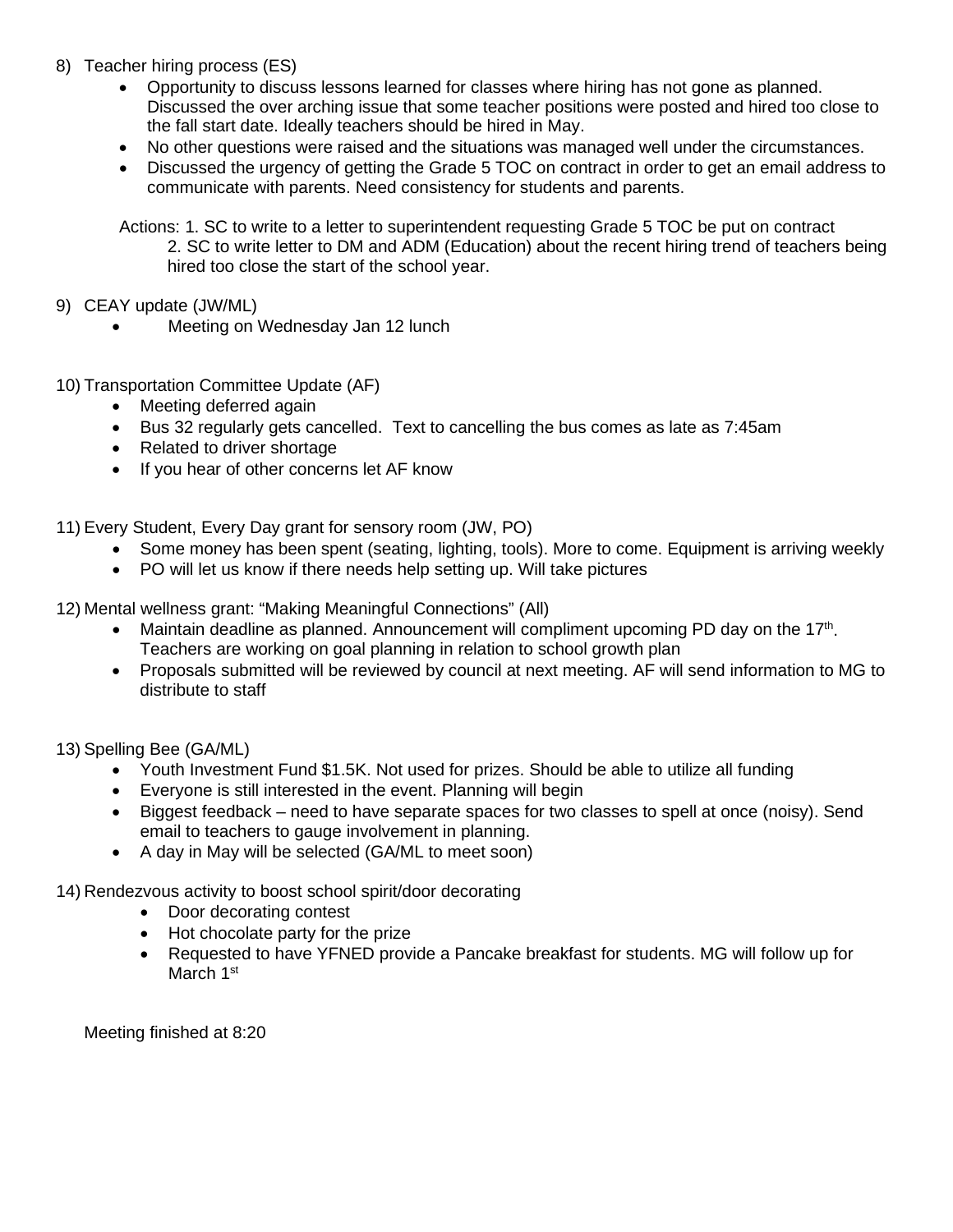8) Teacher hiring process (ES)
   - Opportunity to discuss lessons learned for classes where hiring has not gone as planned. Discussed the over arching issue that some teacher positions were posted and hired too close to the fall start date. Ideally teachers should be hired in May.
   - No other questions were raised and the situations was managed well under the circumstances.
   - Discussed the urgency of getting the Grade 5 TOC on contract in order to get an email address to communicate with parents. Need consistency for students and parents.

   Actions: 1. SC to write to a letter to superintendent requesting Grade 5 TOC be put on contract
   2. SC to write letter to DM and ADM (Education) about the recent hiring trend of teachers being hired too close the start of the school year.

9) CEAY update (JW/ML)
   - Meeting on Wednesday Jan 12 lunch

10) Transportation Committee Update (AF)
    - Meeting deferred again
    - Bus 32 regularly gets cancelled. Text to cancelling the bus comes as late as 7:45am
    - Related to driver shortage
    - If you hear of other concerns let AF know

11) Every Student, Every Day grant for sensory room (JW, PO)
    - Some money has been spent (seating, lighting, tools). More to come. Equipment is arriving weekly
    - PO will let us know if there needs help setting up. Will take pictures

12) Mental wellness grant: "Making Meaningful Connections" (All)
    - Maintain deadline as planned. Announcement will compliment upcoming PD day on the 17th. Teachers are working on goal planning in relation to school growth plan
    - Proposals submitted will be reviewed by council at next meeting. AF will send information to MG to distribute to staff

13) Spelling Bee (GA/ML)
    - Youth Investment Fund $1.5K. Not used for prizes. Should be able to utilize all funding
    - Everyone is still interested in the event. Planning will begin
    - Biggest feedback – need to have separate spaces for two classes to spell at once (noisy). Send email to teachers to gauge involvement in planning.
    - A day in May will be selected (GA/ML to meet soon)

14) Rendezvous activity to boost school spirit/door decorating
    - Door decorating contest
    - Hot chocolate party for the prize
    - Requested to have YFNED provide a Pancake breakfast for students. MG will follow up for March 1st

Meeting finished at 8:20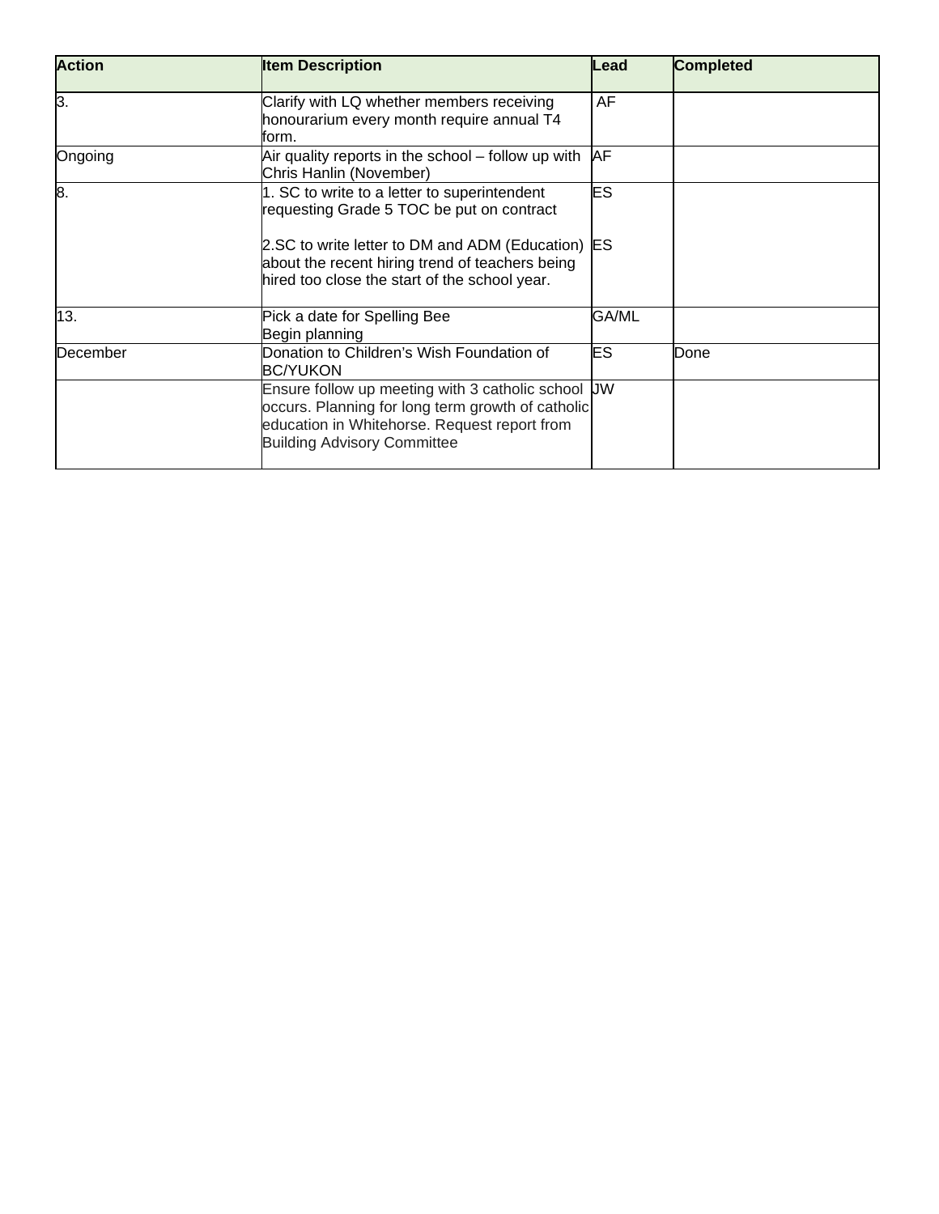| Action | Item Description | Lead | Completed |
|---|---|---|---|
| 3. | Clarify with LQ whether members receiving honourarium every month require annual T4 form. | AF | |
| Ongoing | Air quality reports in the school – follow up with Chris Hanlin (November) | AF | |
| 8. | 1. SC to write to a letter to superintendent requesting Grade 5 TOC be put on contract<br><br>2.SC to write letter to DM and ADM (Education) about the recent hiring trend of teachers being hired too close the start of the school year. | ES<br><br>ES | |
| 13. | Pick a date for Spelling Bee<br>Begin planning | GA/ML | |
| December | Donation to Children's Wish Foundation of BC/YUKON | ES | Done |
| | Ensure follow up meeting with 3 catholic school occurs. Planning for long term growth of catholic education in Whitehorse. Request report from Building Advisory Committee | JW | |